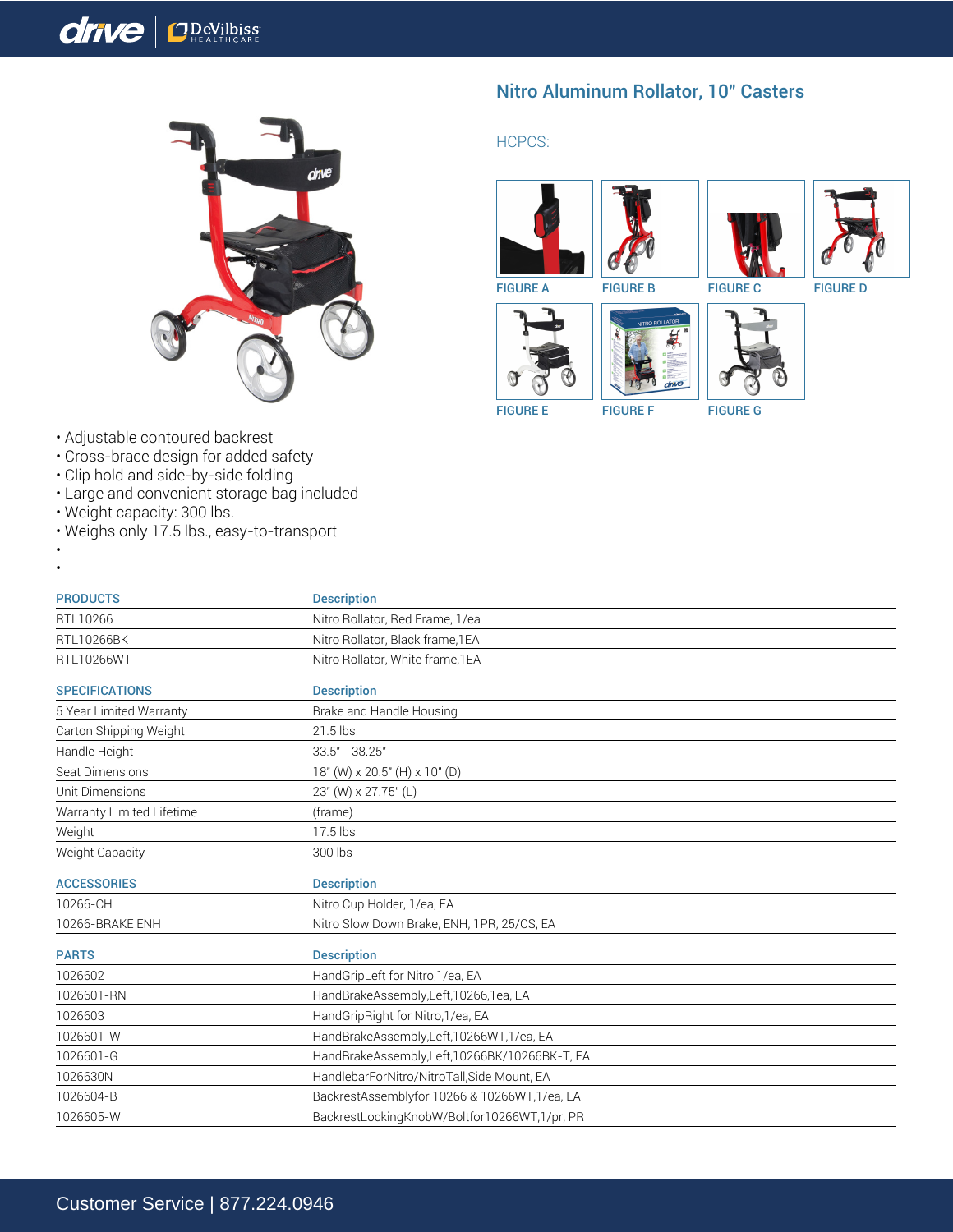# Nitro Aluminum Rollator, 10" Casters

HCPCS:

FIGURE A

FIGURE B

FIGURE C

FIGURE D

FIGURE E

FIGURE F

FIGURE G

- Adjustable contoured backrest
- Cross-brace design for added safety
- Clip hold and side-by-side folding
- Large and convenient storage bag included
- Weight capacity: 300 lbs.
- Weighs only 17.5 lbs., easy-to-transport

| PRODUCTS | Description |
|---|---|
| RTL10266 | Nitro Rollator, Red Frame, 1/ea |
| RTL10266BK | Nitro Rollator, Black frame,1EA |
| RTL10266WT | Nitro Rollator, White frame,1EA |

| SPECIFICATIONS | Description |
|---|---|
| 5 Year Limited Warranty | Brake and Handle Housing |
| Carton Shipping Weight | 21.5 lbs. |
| Handle Height | 33.5" - 38.25" |
| Seat Dimensions | 18" (W) x 20.5" (H) x 10" (D) |
| Unit Dimensions | 23" (W) x 27.75" (L) |
| Warranty Limited Lifetime | (frame) |
| Weight | 17.5 lbs. |
| Weight Capacity | 300 lbs |

| ACCESSORIES | Description |
|---|---|
| 10266-CH | Nitro Cup Holder, 1/ea, EA |
| 10266-BRAKE ENH | Nitro Slow Down Brake, ENH, 1PR, 25/CS, EA |

| PARTS | Description |
|---|---|
| 1026602 | HandGripLeft for Nitro,1/ea, EA |
| 1026601-RN | HandBrakeAssembly,Left,10266,1ea, EA |
| 1026603 | HandGripRight for Nitro,1/ea, EA |
| 1026601-W | HandBrakeAssembly,Left,10266WT,1/ea, EA |
| 1026601-G | HandBrakeAssembly,Left,10266BK/10266BK-T, EA |
| 1026630N | HandlebarForNitro/NitroTall,Side Mount, EA |
| 1026604-B | BackrestAssemblyfor 10266 & 10266WT,1/ea, EA |
| 1026605-W | BackrestLockingKnobW/Boltfor10266WT,1/pr, PR |

Customer Service | 877.224.0946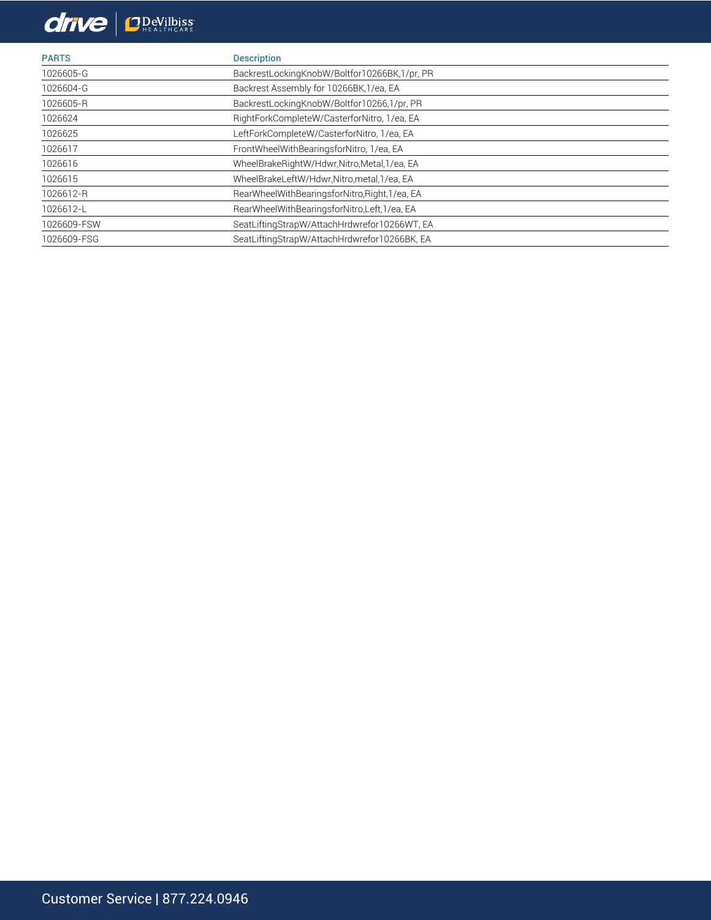| PARTS | Description |
| --- | --- |
| 1026605-G | BackrestLockingKnobW/Boltfor10266BK,1/pr, PR |
| 1026604-G | Backrest Assembly for 10266BK,1/ea, EA |
| 1026605-R | BackrestLockingKnobW/Boltfor10266,1/pr, PR |
| 1026624 | RightForkCompleteW/CasterforNitro, 1/ea, EA |
| 1026625 | LeftForkCompleteW/CasterforNitro, 1/ea, EA |
| 1026617 | FrontWheelWithBearingsforNitro, 1/ea, EA |
| 1026616 | WheelBrakeRightW/Hdwr,Nitro,Metal,1/ea, EA |
| 1026615 | WheelBrakeLeftW/Hdwr,Nitro,metal,1/ea, EA |
| 1026612-R | RearWheelWithBearingsforNitro,Right,1/ea, EA |
| 1026612-L | RearWheelWithBearingsforNitro,Left,1/ea, EA |
| 1026609-FSW | SeatLiftingStrapW/AttachHrdwrefor10266WT, EA |
| 1026609-FSG | SeatLiftingStrapW/AttachHrdwrefor10266BK, EA |